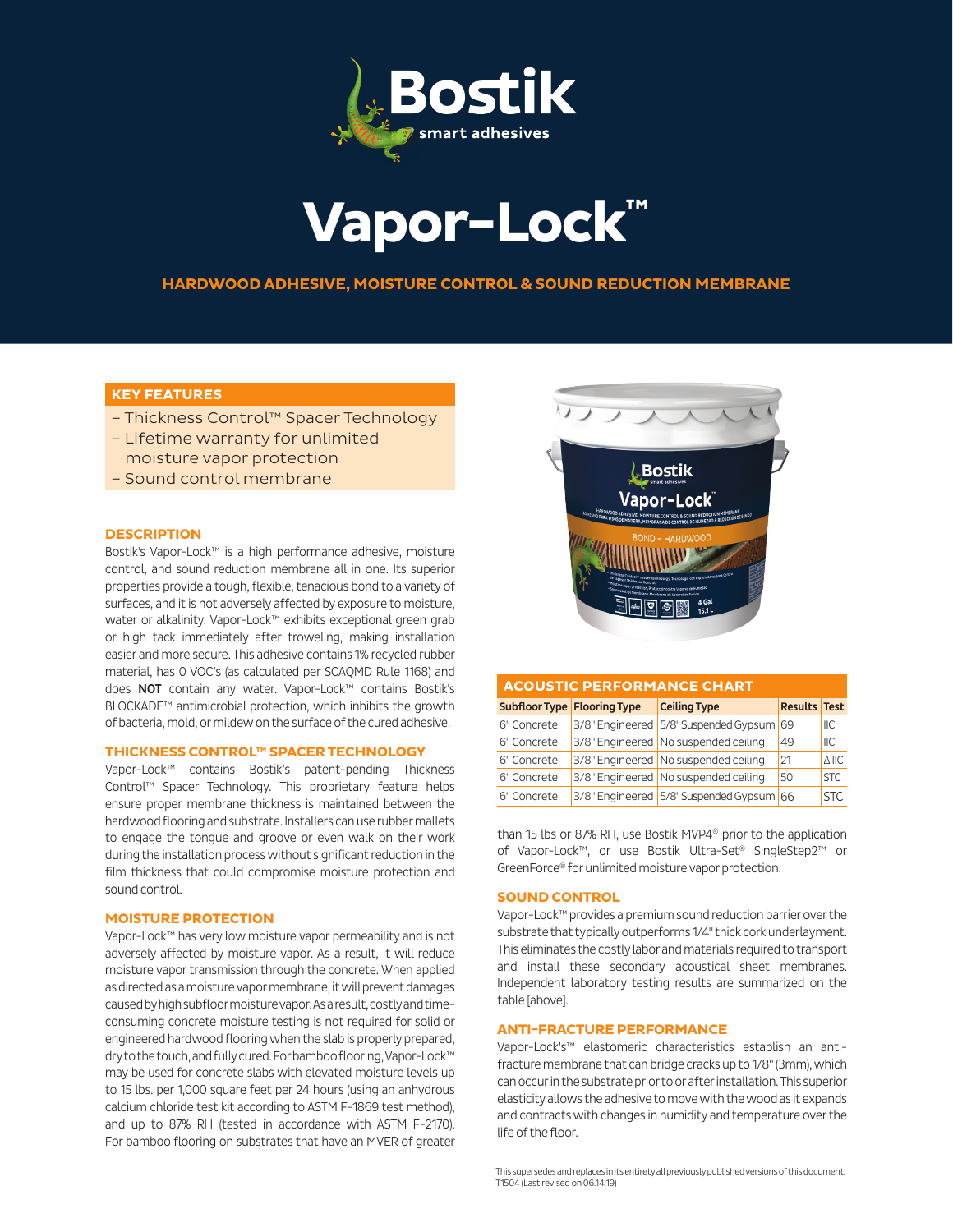# Vapor-Lock™

**HARDWOOD ADHESIVE, MOISTURE CONTROL & SOUND REDUCTION MEMBRANE**

## KEY FEATURES

- Thickness Control™ Spacer Technology
- Lifetime warranty for unlimited moisture vapor protection
- Sound control membrane

## DESCRIPTION

Bostik's Vapor-Lock™ is a high performance adhesive, moisture control, and sound reduction membrane all in one. Its superior properties provide a tough, flexible, tenacious bond to a variety of surfaces, and it is not adversely affected by exposure to moisture, water or alkalinity. Vapor-Lock™ exhibits exceptional green grab or high tack immediately after troweling, making installation easier and more secure. This adhesive contains 1% recycled rubber material, has 0 VOC's (as calculated per SCAQMD Rule 1168) and does **NOT** contain any water. Vapor-Lock™ contains Bostik's BLOCKADE™ antimicrobial protection, which inhibits the growth of bacteria, mold, or mildew on the surface of the cured adhesive.

## THICKNESS CONTROL™ SPACER TECHNOLOGY

Vapor-Lock™ contains Bostik's patent-pending Thickness Control™ Spacer Technology. This proprietary feature helps ensure proper membrane thickness is maintained between the hardwood flooring and substrate. Installers can use rubber mallets to engage the tongue and groove or even walk on their work during the installation process without significant reduction in the film thickness that could compromise moisture protection and sound control.

## MOISTURE PROTECTION

Vapor-Lock™ has very low moisture vapor permeability and is not adversely affected by moisture vapor. As a result, it will reduce moisture vapor transmission through the concrete. When applied as directed as a moisture vapor membrane, it will prevent damages caused by high subfloor moisture vapor. As a result, costly and time-consuming concrete moisture testing is not required for solid or engineered hardwood flooring when the slab is properly prepared, dry to the touch, and fully cured. For bamboo flooring, Vapor-Lock™ may be used for concrete slabs with elevated moisture levels up to 15 lbs. per 1,000 square feet per 24 hours (using an anhydrous calcium chloride test kit according to ASTM F-1869 test method), and up to 87% RH (tested in accordance with ASTM F-2170). For bamboo flooring on substrates that have an MVER of greater than 15 lbs or 87% RH, use Bostik MVP4® prior to the application of Vapor-Lock™, or use Bostik Ultra-Set® SingleStep2™ or GreenForce® for unlimited moisture vapor protection.

## ACOUSTIC PERFORMANCE CHART

| Subfloor Type | Flooring Type | Ceiling Type | Results | Test |
|---|---|---|---|---|
| 6" Concrete | 3/8" Engineered | 5/8" Suspended Gypsum | 69 | IIC |
| 6" Concrete | 3/8" Engineered | No suspended ceiling | 49 | IIC |
| 6" Concrete | 3/8" Engineered | No suspended ceiling | 21 | Δ IIC |
| 6" Concrete | 3/8" Engineered | No suspended ceiling | 50 | STC |
| 6" Concrete | 3/8" Engineered | 5/8" Suspended Gypsum | 66 | STC |

## SOUND CONTROL

Vapor-Lock™ provides a premium sound reduction barrier over the substrate that typically outperforms 1/4" thick cork underlayment. This eliminates the costly labor and materials required to transport and install these secondary acoustical sheet membranes. Independent laboratory testing results are summarized on the table [above].

## ANTI-FRACTURE PERFORMANCE

Vapor-Lock's™ elastomeric characteristics establish an anti-fracture membrane that can bridge cracks up to 1/8" (3mm), which can occur in the substrate prior to or after installation. This superior elasticity allows the adhesive to move with the wood as it expands and contracts with changes in humidity and temperature over the life of the floor.

This supersedes and replaces in its entirety all previously published versions of this document.
T1504 (Last revised on 06.14.19)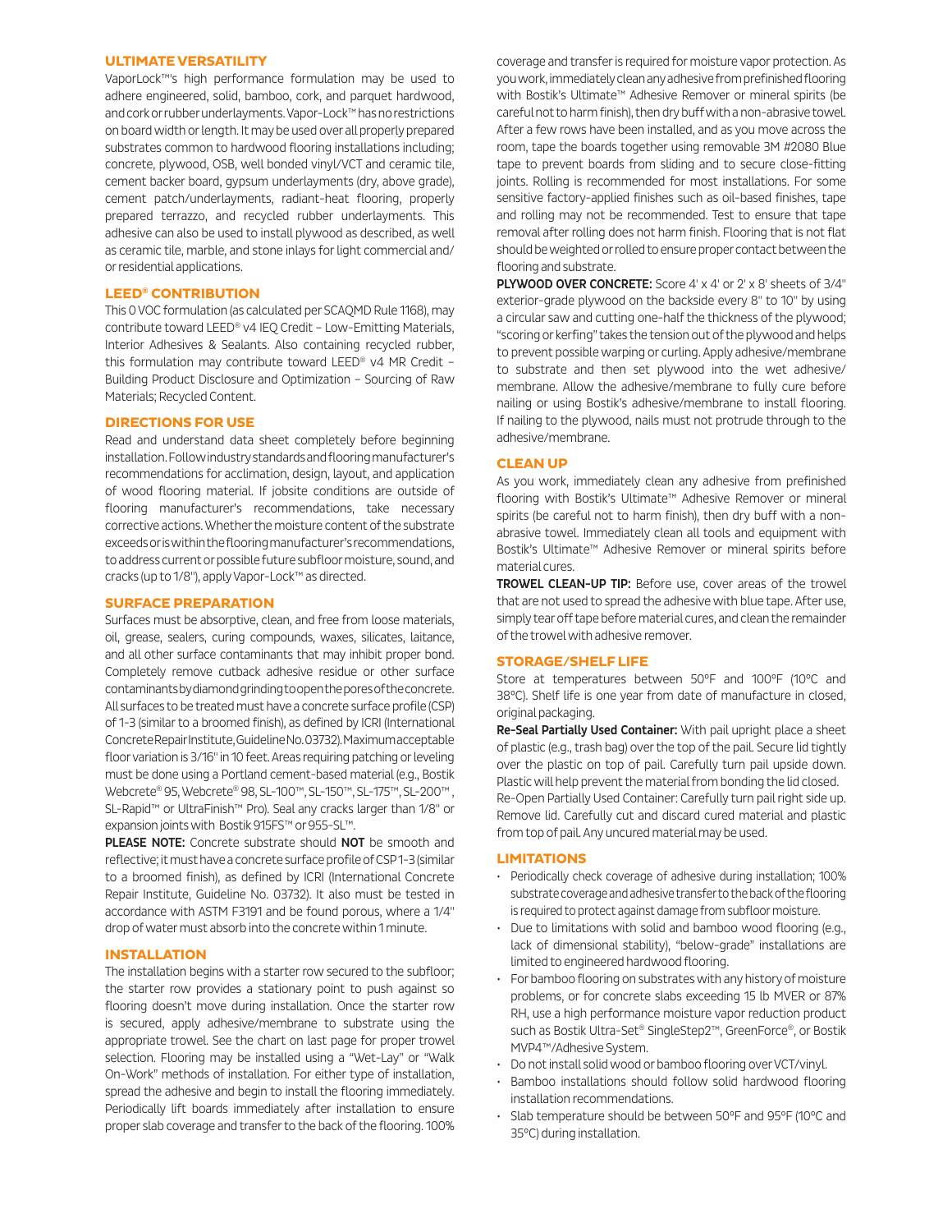## ULTIMATE VERSATILITY

VaporLock™'s high performance formulation may be used to adhere engineered, solid, bamboo, cork, and parquet hardwood, and cork or rubber underlayments. Vapor-Lock™ has no restrictions on board width or length. It may be used over all properly prepared substrates common to hardwood flooring installations including; concrete, plywood, OSB, well bonded vinyl/VCT and ceramic tile, cement backer board, gypsum underlayments (dry, above grade), cement patch/underlayments, radiant-heat flooring, properly prepared terrazzo, and recycled rubber underlayments. This adhesive can also be used to install plywood as described, as well as ceramic tile, marble, and stone inlays for light commercial and/or residential applications.

## LEED® CONTRIBUTION

This 0 VOC formulation (as calculated per SCAQMD Rule 1168), may contribute toward LEED® v4 IEQ Credit – Low-Emitting Materials, Interior Adhesives & Sealants. Also containing recycled rubber, this formulation may contribute toward LEED® v4 MR Credit – Building Product Disclosure and Optimization – Sourcing of Raw Materials; Recycled Content.

## DIRECTIONS FOR USE

Read and understand data sheet completely before beginning installation. Follow industry standards and flooring manufacturer's recommendations for acclimation, design, layout, and application of wood flooring material. If jobsite conditions are outside of flooring manufacturer's recommendations, take necessary corrective actions. Whether the moisture content of the substrate exceeds or is within the flooring manufacturer's recommendations, to address current or possible future subfloor moisture, sound, and cracks (up to 1/8"), apply Vapor-Lock™ as directed.

## SURFACE PREPARATION

Surfaces must be absorptive, clean, and free from loose materials, oil, grease, sealers, curing compounds, waxes, silicates, laitance, and all other surface contaminants that may inhibit proper bond. Completely remove cutback adhesive residue or other surface contaminants by diamond grinding to open the pores of the concrete. All surfaces to be treated must have a concrete surface profile (CSP) of 1-3 (similar to a broomed finish), as defined by ICRI (International Concrete Repair Institute, Guideline No. 03732). Maximum acceptable floor variation is 3/16" in 10 feet. Areas requiring patching or leveling must be done using a Portland cement-based material (e.g., Bostik Webcrete® 95, Webcrete® 98, SL-100™, SL-150™, SL-175™, SL-200™, SL-Rapid™ or UltraFinish™ Pro). Seal any cracks larger than 1/8" or expansion joints with Bostik 915FS™ or 955-SL™.

**PLEASE NOTE:** Concrete substrate should **NOT** be smooth and reflective; it must have a concrete surface profile of CSP 1-3 (similar to a broomed finish), as defined by ICRI (International Concrete Repair Institute, Guideline No. 03732). It also must be tested in accordance with ASTM F3191 and be found porous, where a 1/4" drop of water must absorb into the concrete within 1 minute.

## INSTALLATION

The installation begins with a starter row secured to the subfloor; the starter row provides a stationary point to push against so flooring doesn't move during installation. Once the starter row is secured, apply adhesive/membrane to substrate using the appropriate trowel. See the chart on last page for proper trowel selection. Flooring may be installed using a "Wet-Lay" or "Walk On-Work" methods of installation. For either type of installation, spread the adhesive and begin to install the flooring immediately. Periodically lift boards immediately after installation to ensure proper slab coverage and transfer to the back of the flooring. 100% coverage and transfer is required for moisture vapor protection. As you work, immediately clean any adhesive from prefinished flooring with Bostik's Ultimate™ Adhesive Remover or mineral spirits (be careful not to harm finish), then dry buff with a non-abrasive towel. After a few rows have been installed, and as you move across the room, tape the boards together using removable 3M #2080 Blue tape to prevent boards from sliding and to secure close-fitting joints. Rolling is recommended for most installations. For some sensitive factory-applied finishes such as oil-based finishes, tape and rolling may not be recommended. Test to ensure that tape removal after rolling does not harm finish. Flooring that is not flat should be weighted or rolled to ensure proper contact between the flooring and substrate.

**PLYWOOD OVER CONCRETE:** Score 4' x 4' or 2' x 8' sheets of 3/4" exterior-grade plywood on the backside every 8" to 10" by using a circular saw and cutting one-half the thickness of the plywood; "scoring or kerfing" takes the tension out of the plywood and helps to prevent possible warping or curling. Apply adhesive/membrane to substrate and then set plywood into the wet adhesive/membrane. Allow the adhesive/membrane to fully cure before nailing or using Bostik's adhesive/membrane to install flooring. If nailing to the plywood, nails must not protrude through to the adhesive/membrane.

## CLEAN UP

As you work, immediately clean any adhesive from prefinished flooring with Bostik's Ultimate™ Adhesive Remover or mineral spirits (be careful not to harm finish), then dry buff with a non-abrasive towel. Immediately clean all tools and equipment with Bostik's Ultimate™ Adhesive Remover or mineral spirits before material cures.

**TROWEL CLEAN-UP TIP:** Before use, cover areas of the trowel that are not used to spread the adhesive with blue tape. After use, simply tear off tape before material cures, and clean the remainder of the trowel with adhesive remover.

## STORAGE/SHELF LIFE

Store at temperatures between 50°F and 100°F (10°C and 38°C). Shelf life is one year from date of manufacture in closed, original packaging.

**Re-Seal Partially Used Container:** With pail upright place a sheet of plastic (e.g., trash bag) over the top of the pail. Secure lid tightly over the plastic on top of pail. Carefully turn pail upside down. Plastic will help prevent the material from bonding the lid closed.
Re-Open Partially Used Container: Carefully turn pail right side up. Remove lid. Carefully cut and discard cured material and plastic from top of pail. Any uncured material may be used.

## LIMITATIONS

- Periodically check coverage of adhesive during installation; 100% substrate coverage and adhesive transfer to the back of the flooring is required to protect against damage from subfloor moisture.
- Due to limitations with solid and bamboo wood flooring (e.g., lack of dimensional stability), "below-grade" installations are limited to engineered hardwood flooring.
- For bamboo flooring on substrates with any history of moisture problems, or for concrete slabs exceeding 15 lb MVER or 87% RH, use a high performance moisture vapor reduction product such as Bostik Ultra-Set® SingleStep2™, GreenForce®, or Bostik MVP4™/Adhesive System.
- Do not install solid wood or bamboo flooring over VCT/vinyl.
- Bamboo installations should follow solid hardwood flooring installation recommendations.
- Slab temperature should be between 50°F and 95°F (10°C and 35°C) during installation.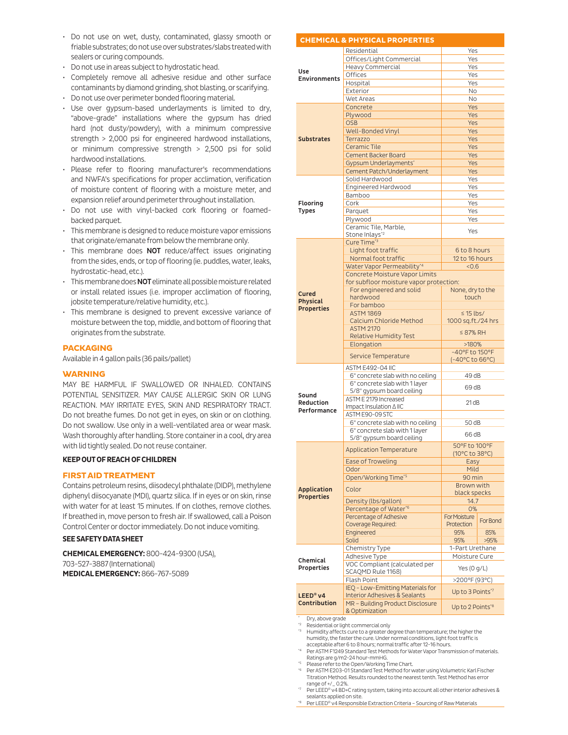- Do not use on wet, dusty, contaminated, glassy smooth or friable substrates; do not use over substrates/slabs treated with sealers or curing compounds.
- Do not use in areas subject to hydrostatic head.
- Completely remove all adhesive residue and other surface contaminants by diamond grinding, shot blasting, or scarifying.
- Do not use over perimeter bonded flooring material.
- Use over gypsum-based underlayments is limited to dry, "above-grade" installations where the gypsum has dried hard (not dusty/powdery), with a minimum compressive strength > 2,000 psi for engineered hardwood installations, or minimum compressive strength > 2,500 psi for solid hardwood installations.
- Please refer to flooring manufacturer's recommendations and NWFA's specifications for proper acclimation, verification of moisture content of flooring with a moisture meter, and expansion relief around perimeter throughout installation.
- Do not use with vinyl-backed cork flooring or foamed-backed parquet.
- This membrane is designed to reduce moisture vapor emissions that originate/emanate from below the membrane only.
- This membrane does **NOT** reduce/affect issues originating from the sides, ends, or top of flooring (ie. puddles, water, leaks, hydrostatic-head, etc.).
- This membrane does **NOT** eliminate all possible moisture related or install related issues (i.e. improper acclimation of flooring, jobsite temperature/relative humidity, etc.).
- This membrane is designed to prevent excessive variance of moisture between the top, middle, and bottom of flooring that originates from the substrate.

## PACKAGING

Available in 4 gallon pails (36 pails/pallet)

## WARNING

MAY BE HARMFUL IF SWALLOWED OR INHALED. CONTAINS POTENTIAL SENSITIZER. MAY CAUSE ALLERGIC SKIN OR LUNG REACTION. MAY IRRITATE EYES, SKIN AND RESPIRATORY TRACT. Do not breathe fumes. Do not get in eyes, on skin or on clothing. Do not swallow. Use only in a well-ventilated area or wear mask. Wash thoroughly after handling. Store container in a cool, dry area with lid tightly sealed. Do not reuse container.

**KEEP OUT OF REACH OF CHILDREN**

## FIRST AID TREATMENT

Contains petroleum resins, diisodecyl phthalate (DIDP), methylene diphenyl diisocyanate (MDI), quartz silica. If in eyes or on skin, rinse with water for at least 15 minutes. If on clothes, remove clothes. If breathed in, move person to fresh air. If swallowed, call a Poison Control Center or doctor immediately. Do not induce vomiting.

**SEE SAFETY DATA SHEET**

**CHEMICAL EMERGENCY:** 800-424-9300 (USA), 703-527-3887 (International)
**MEDICAL EMERGENCY:** 866-767-5089

## CHEMICAL & PHYSICAL PROPERTIES

| Category | Property | Value | |
|---|---|---|---|
| Use Environments | Residential | Yes | |
| | Offices/Light Commercial | Yes | |
| | Heavy Commercial | Yes | |
| | Offices | Yes | |
| | Hospital | Yes | |
| | Exterior | No | |
| | Wet Areas | No | |
| Substrates | Concrete | Yes | |
| | Plywood | Yes | |
| | OSB | Yes | |
| | Well-Bonded Vinyl | Yes | |
| | Terrazzo | Yes | |
| | Ceramic Tile | Yes | |
| | Cement Backer Board | Yes | |
| | Gypsum Underlayments* | Yes | |
| | Cement Patch/Underlayment | Yes | |
| Flooring Types | Solid Hardwood | Yes | |
| | Engineered Hardwood | Yes | |
| | Bamboo | Yes | |
| | Cork | Yes | |
| | Parquet | Yes | |
| | Plywood | Yes | |
| | Ceramic Tile, Marble, Stone Inlays*2 | Yes | |
| Cured Physical Properties | Cure Time*3 | | |
| | Light foot traffic | 6 to 8 hours | |
| | Normal foot traffic | 12 to 16 hours | |
| | Water Vapor Permeability*4 | <0.6 | |
| | Concrete Moisture Vapor Limits for subfloor moisture vapor protection: | | |
| | For engineered and solid hardwood | None, dry to the touch | |
| | For bamboo | | |
| | ASTM 1869 Calcium Chloride Method | ≤ 15 lbs/ 1000 sq.ft./24 hrs | |
| | ASTM 2170 Relative Humidity Test | ≤ 87% RH | |
| | Elongation | >180% | |
| | Service Temperature | -40°F to 150°F (-40°C to 66°C) | |
| Sound Reduction Performance | ASTM E492-04 IIC | | |
| | 6" concrete slab with no ceiling | 49 dB | |
| | 6" concrete slab with 1 layer 5/8" gypsum board ceiling | 69 dB | |
| | ASTM E 2179 Increased Impact Insulation Δ IIC | 21 dB | |
| | ASTM E90-09 STC | | |
| | 6" concrete slab with no ceiling | 50 dB | |
| | 6" concrete slab with 1 layer 5/8" gypsum board ceiling | 66 dB | |
| Application Properties | Application Temperature | 50°F to 100°F (10°C to 38°C) | |
| | Ease of Troweling | Easy | |
| | Odor | Mild | |
| | Open/Working Time*5 | 90 min | |
| | Color | Brown with black specks | |
| | Density (lbs/gallon) | 14.7 | |
| | Percentage of Water*6 | 0% | |
| | Percentage of Adhesive Coverage Required: | For Moisture Protection | For Bond |
| | Engineered | 95% | 85% |
| | Solid | 95% | >95% |
| Chemical Properties | Chemistry Type | 1-Part Urethane | |
| | Adhesive Type | Moisture Cure | |
| | VOC Compliant (calculated per SCAQMD Rule 1168) | Yes (0 g/L) | |
| | Flash Point | >200°F (93°C) | |
| LEED® v4 Contribution | IEQ - Low-Emitting Materials for Interior Adhesives & Sealants | Up to 3 Points*7 | |
| | MR – Building Product Disclosure & Optimization | Up to 2 Points*8 | |

\* Dry, above grade
*2 Residential or light commercial only
*3 Humidity affects cure to a greater degree than temperature; the higher the humidity, the faster the cure. Under normal conditions, light foot traffic is acceptable after 6 to 8 hours; normal traffic after 12-16 hours.
*4 Per ASTM F1249 Standard Test Methods for Water Vapor Transmission of materials. Ratings are g/m2-24 hour-mmHG.
*5 Please refer to the Open/Working Time Chart.
*6 Per ASTM E203-01 Standard Test Method for water using Volumetric Karl Fischer Titration Method. Results rounded to the nearest tenth. Test Method has error range of +/_ 0.2%.
*7 Per LEED® v4 BD+C rating system, taking into account all other interior adhesives & sealants applied on site.
*8 Per LEED® v4 Responsible Extraction Criteria – Sourcing of Raw Materials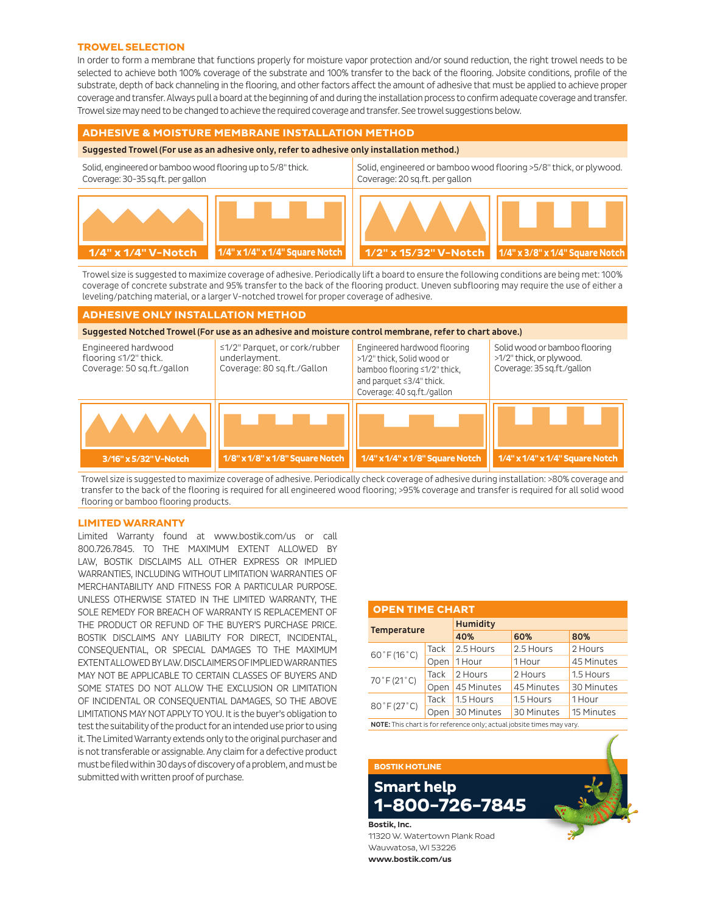## TROWEL SELECTION

In order to form a membrane that functions properly for moisture vapor protection and/or sound reduction, the right trowel needs to be selected to achieve both 100% coverage of the substrate and 100% transfer to the back of the flooring. Jobsite conditions, profile of the substrate, depth of back channeling in the flooring, and other factors affect the amount of adhesive that must be applied to achieve proper coverage and transfer. Always pull a board at the beginning of and during the installation process to confirm adequate coverage and transfer. Trowel size may need to be changed to achieve the required coverage and transfer. See trowel suggestions below.

### ADHESIVE & MOISTURE MEMBRANE INSTALLATION METHOD

**Suggested Trowel (For use as an adhesive only, refer to adhesive only installation method.)**

| Solid, engineered or bamboo wood flooring up to 5/8" thick. Coverage: 30-35 sq.ft. per gallon | | Solid, engineered or bamboo wood flooring >5/8" thick, or plywood. Coverage: 20 sq.ft. per gallon | |
|---|---|---|---|
| 1/4" x 1/4" V-Notch | 1/4" x 1/4" x 1/4" Square Notch | 1/2" x 15/32" V-Notch | 1/4" x 3/8" x 1/4" Square Notch |

Trowel size is suggested to maximize coverage of adhesive. Periodically lift a board to ensure the following conditions are being met: 100% coverage of concrete substrate and 95% transfer to the back of the flooring product. Uneven subflooring may require the use of either a leveling/patching material, or a larger V-notched trowel for proper coverage of adhesive.

### ADHESIVE ONLY INSTALLATION METHOD

**Suggested Notched Trowel (For use as an adhesive and moisture control membrane, refer to chart above.)**

| Engineered hardwood flooring ≤1/2" thick. Coverage: 50 sq.ft./gallon | ≤1/2" Parquet, or cork/rubber underlayment. Coverage: 80 sq.ft./Gallon | Engineered hardwood flooring >1/2" thick, Solid wood or bamboo flooring ≤1/2" thick, and parquet ≤3/4" thick. Coverage: 40 sq.ft./gallon | Solid wood or bamboo flooring >1/2" thick, or plywood. Coverage: 35 sq.ft./gallon |
|---|---|---|---|
| 3/16" x 5/32" V-Notch | 1/8" x 1/8" x 1/8" Square Notch | 1/4" x 1/4" x 1/8" Square Notch | 1/4" x 1/4" x 1/4" Square Notch |

Trowel size is suggested to maximize coverage of adhesive. Periodically check coverage of adhesive during installation: >80% coverage and transfer to the back of the flooring is required for all engineered wood flooring; >95% coverage and transfer is required for all solid wood flooring or bamboo flooring products.

## LIMITED WARRANTY

Limited Warranty found at www.bostik.com/us or call 800.726.7845. TO THE MAXIMUM EXTENT ALLOWED BY LAW, BOSTIK DISCLAIMS ALL OTHER EXPRESS OR IMPLIED WARRANTIES, INCLUDING WITHOUT LIMITATION WARRANTIES OF MERCHANTABILITY AND FITNESS FOR A PARTICULAR PURPOSE. UNLESS OTHERWISE STATED IN THE LIMITED WARRANTY, THE SOLE REMEDY FOR BREACH OF WARRANTY IS REPLACEMENT OF THE PRODUCT OR REFUND OF THE BUYER'S PURCHASE PRICE. BOSTIK DISCLAIMS ANY LIABILITY FOR DIRECT, INCIDENTAL, CONSEQUENTIAL, OR SPECIAL DAMAGES TO THE MAXIMUM EXTENT ALLOWED BY LAW. DISCLAIMERS OF IMPLIED WARRANTIES MAY NOT BE APPLICABLE TO CERTAIN CLASSES OF BUYERS AND SOME STATES DO NOT ALLOW THE EXCLUSION OR LIMITATION OF INCIDENTAL OR CONSEQUENTIAL DAMAGES, SO THE ABOVE LIMITATIONS MAY NOT APPLY TO YOU. It is the buyer's obligation to test the suitability of the product for an intended use prior to using it. The Limited Warranty extends only to the original purchaser and is not transferable or assignable. Any claim for a defective product must be filed within 30 days of discovery of a problem, and must be submitted with written proof of purchase.

### OPEN TIME CHART

| Temperature | | Humidity | | |
|---|---|---|---|---|
| | | 40% | 60% | 80% |
| 60°F (16°C) | Tack | 2.5 Hours | 2.5 Hours | 2 Hours |
| | Open | 1 Hour | 1 Hour | 45 Minutes |
| 70°F (21°C) | Tack | 2 Hours | 2 Hours | 1.5 Hours |
| | Open | 45 Minutes | 45 Minutes | 30 Minutes |
| 80°F (27°C) | Tack | 1.5 Hours | 1.5 Hours | 1 Hour |
| | Open | 30 Minutes | 30 Minutes | 15 Minutes |

**NOTE:** This chart is for reference only; actual jobsite times may vary.

**BOSTIK HOTLINE**

**Smart help**
**1-800-726-7845**

**Bostik, Inc.**
11320 W. Watertown Plank Road
Wauwatosa, WI 53226
**www.bostik.com/us**